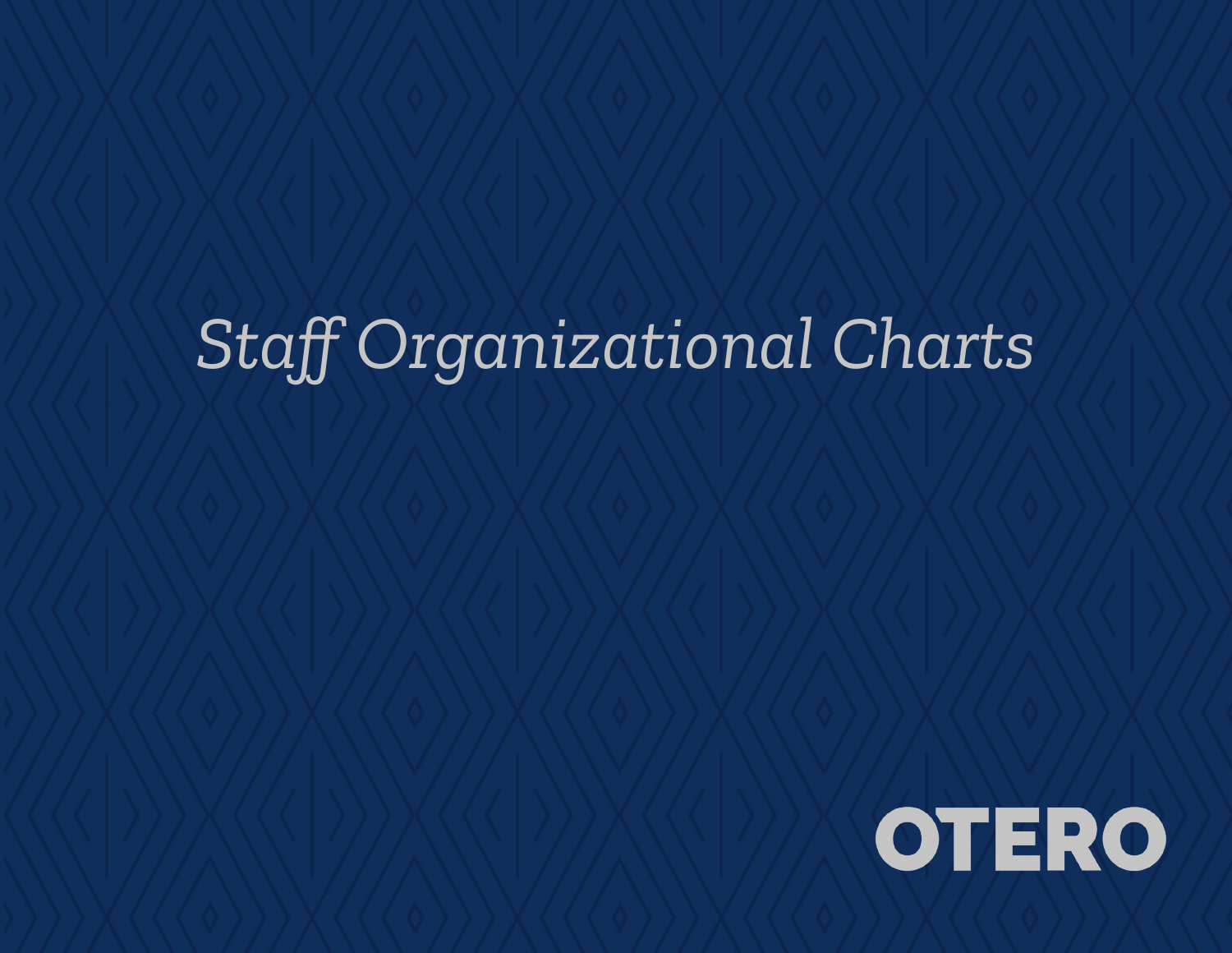# *Staff Organizational Charts*

OTERO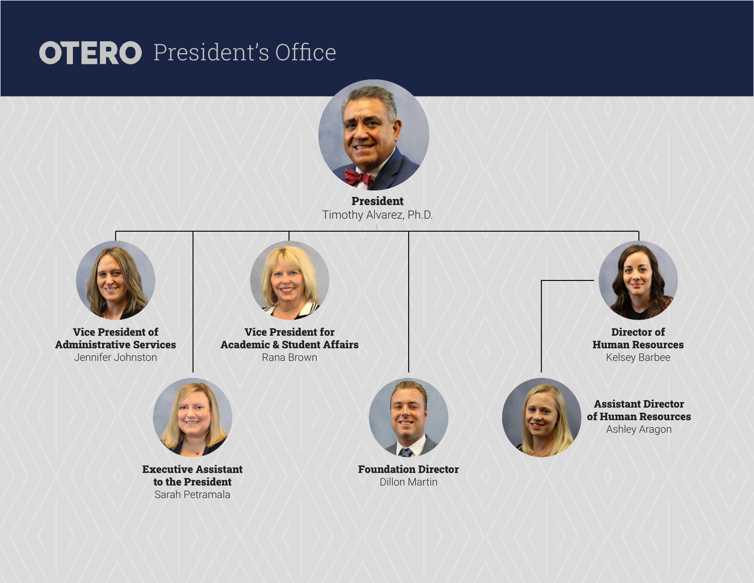# OTERO President's Office

**President**
Timothy Alvarez, Ph.D.

**Vice President of Administrative Services**
Jennifer Johnston

**Vice President for Academic & Student Affairs**
Rana Brown

**Director of Human Resources**
Kelsey Barbee

**Executive Assistant to the President**
Sarah Petramala

**Foundation Director**
Dillon Martin

**Assistant Director of Human Resources**
Ashley Aragon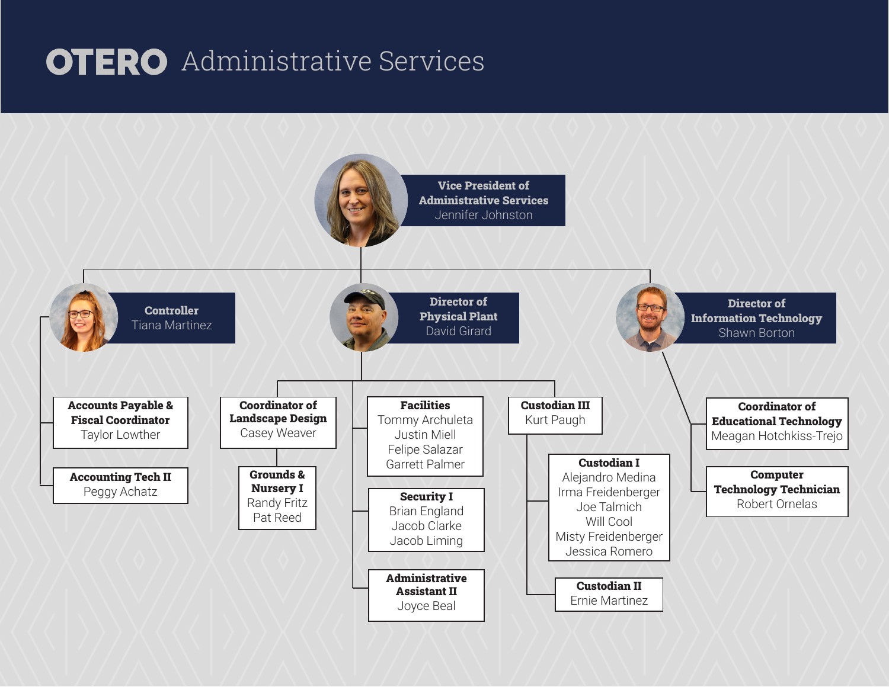# OTERO Administrative Services

**Vice President of Administrative Services**
Jennifer Johnston

- **Controller**
  Tiana Martinez
  - **Accounts Payable & Fiscal Coordinator**
    Taylor Lowther
  - **Accounting Tech II**
    Peggy Achatz

- **Director of Physical Plant**
  David Girard
  - **Coordinator of Landscape Design**
    Casey Weaver
    - **Grounds & Nursery I**
      Randy Fritz
      Pat Reed
  - **Facilities**
    Tommy Archuleta
    Justin Miell
    Felipe Salazar
    Garrett Palmer
  - **Security I**
    Brian England
    Jacob Clarke
    Jacob Liming
  - **Administrative Assistant II**
    Joyce Beal
  - **Custodian III**
    Kurt Paugh
    - **Custodian I**
      Alejandro Medina
      Irma Freidenberger
      Joe Talmich
      Will Cool
      Misty Freidenberger
      Jessica Romero
    - **Custodian II**
      Ernie Martinez

- **Director of Information Technology**
  Shawn Borton
  - **Coordinator of Educational Technology**
    Meagan Hotchkiss-Trejo
  - **Computer Technology Technician**
    Robert Ornelas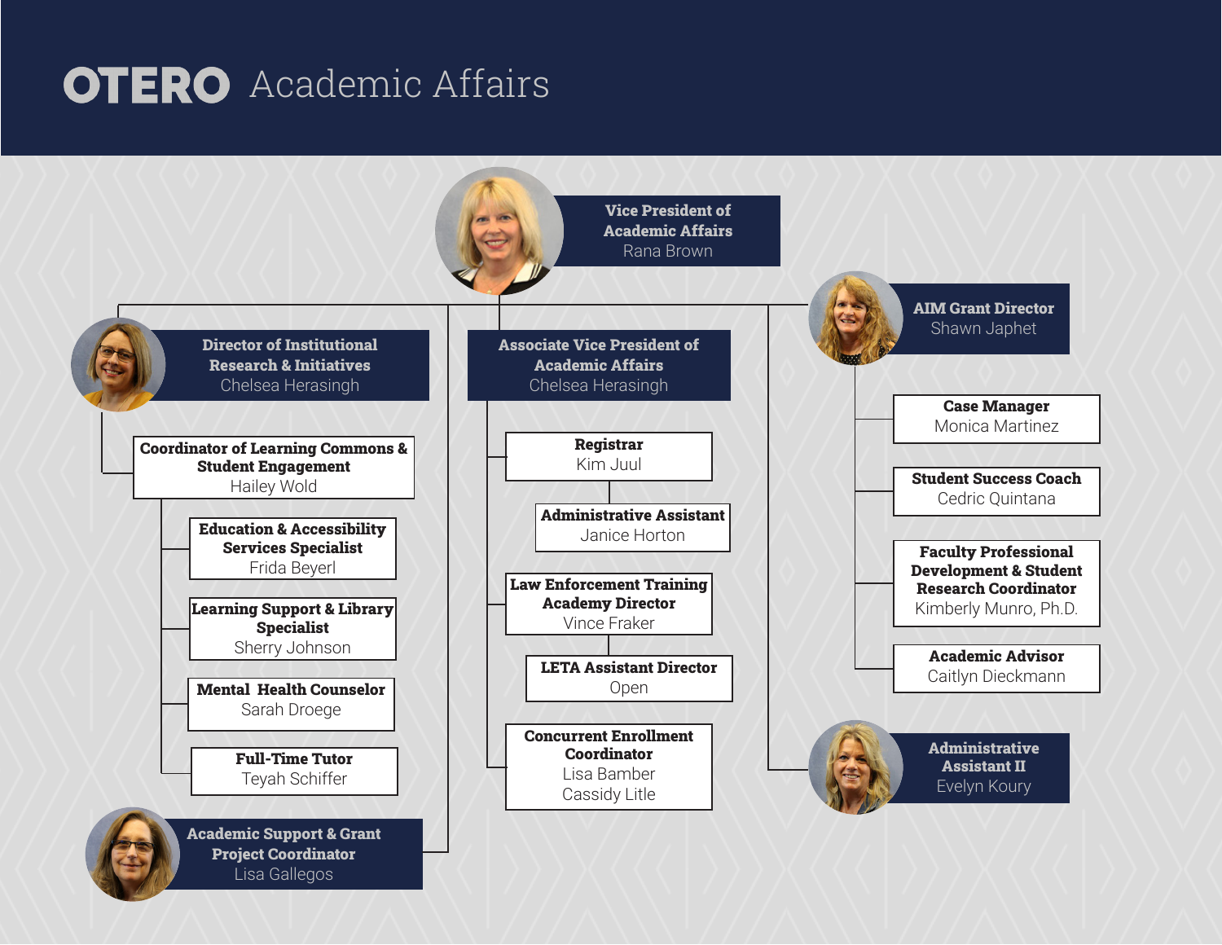# OTERO Academic Affairs

**Vice President of Academic Affairs**
Rana Brown

- **Director of Institutional Research & Initiatives**
  Chelsea Herasingh
  - **Coordinator of Learning Commons & Student Engagement**
    Hailey Wold
    - **Education & Accessibility Services Specialist**
      Frida Beyerl
    - **Learning Support & Library Specialist**
      Sherry Johnson
    - **Mental Health Counselor**
      Sarah Droege
    - **Full-Time Tutor**
      Teyah Schiffer
- **Academic Support & Grant Project Coordinator**
  Lisa Gallegos
- **Associate Vice President of Academic Affairs**
  Chelsea Herasingh
  - **Registrar**
    Kim Juul
    - **Administrative Assistant**
      Janice Horton
  - **Law Enforcement Training Academy Director**
    Vince Fraker
    - **LETA Assistant Director**
      Open
  - **Concurrent Enrollment Coordinator**
    Lisa Bamber
    Cassidy Litle
- **AIM Grant Director**
  Shawn Japhet
  - **Case Manager**
    Monica Martinez
  - **Student Success Coach**
    Cedric Quintana
  - **Faculty Professional Development & Student Research Coordinator**
    Kimberly Munro, Ph.D.
  - **Academic Advisor**
    Caitlyn Dieckmann
- **Administrative Assistant II**
  Evelyn Koury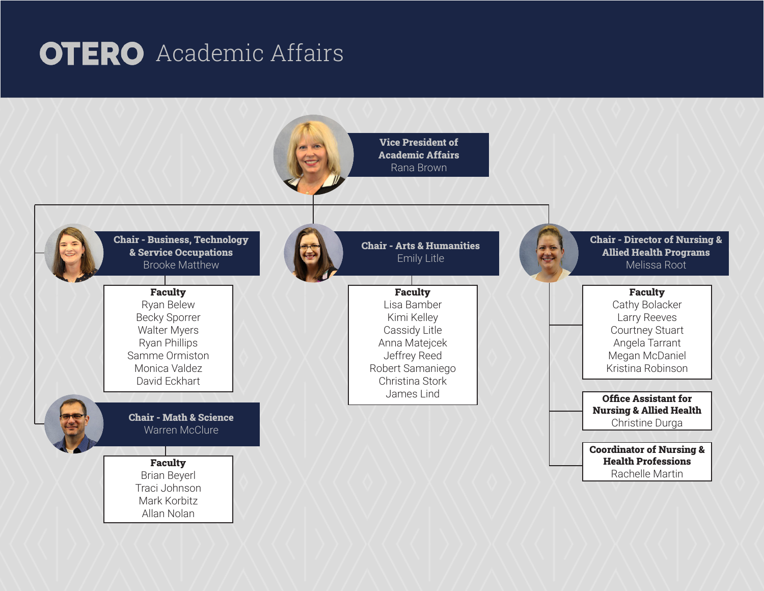# OTERO Academic Affairs

**Vice President of Academic Affairs**
Rana Brown

## Chair - Business, Technology & Service Occupations
Brooke Matthew

**Faculty**
- Ryan Belew
- Becky Sporrer
- Walter Myers
- Ryan Phillips
- Samme Ormiston
- Monica Valdez
- David Eckhart

## Chair - Arts & Humanities
Emily Litle

**Faculty**
- Lisa Bamber
- Kimi Kelley
- Cassidy Litle
- Anna Matejcek
- Jeffrey Reed
- Robert Samaniego
- Christina Stork
- James Lind

## Chair - Director of Nursing & Allied Health Programs
Melissa Root

**Faculty**
- Cathy Bolacker
- Larry Reeves
- Courtney Stuart
- Angela Tarrant
- Megan McDaniel
- Kristina Robinson

**Office Assistant for Nursing & Allied Health**
Christine Durga

**Coordinator of Nursing & Health Professions**
Rachelle Martin

## Chair - Math & Science
Warren McClure

**Faculty**
- Brian Beyerl
- Traci Johnson
- Mark Korbitz
- Allan Nolan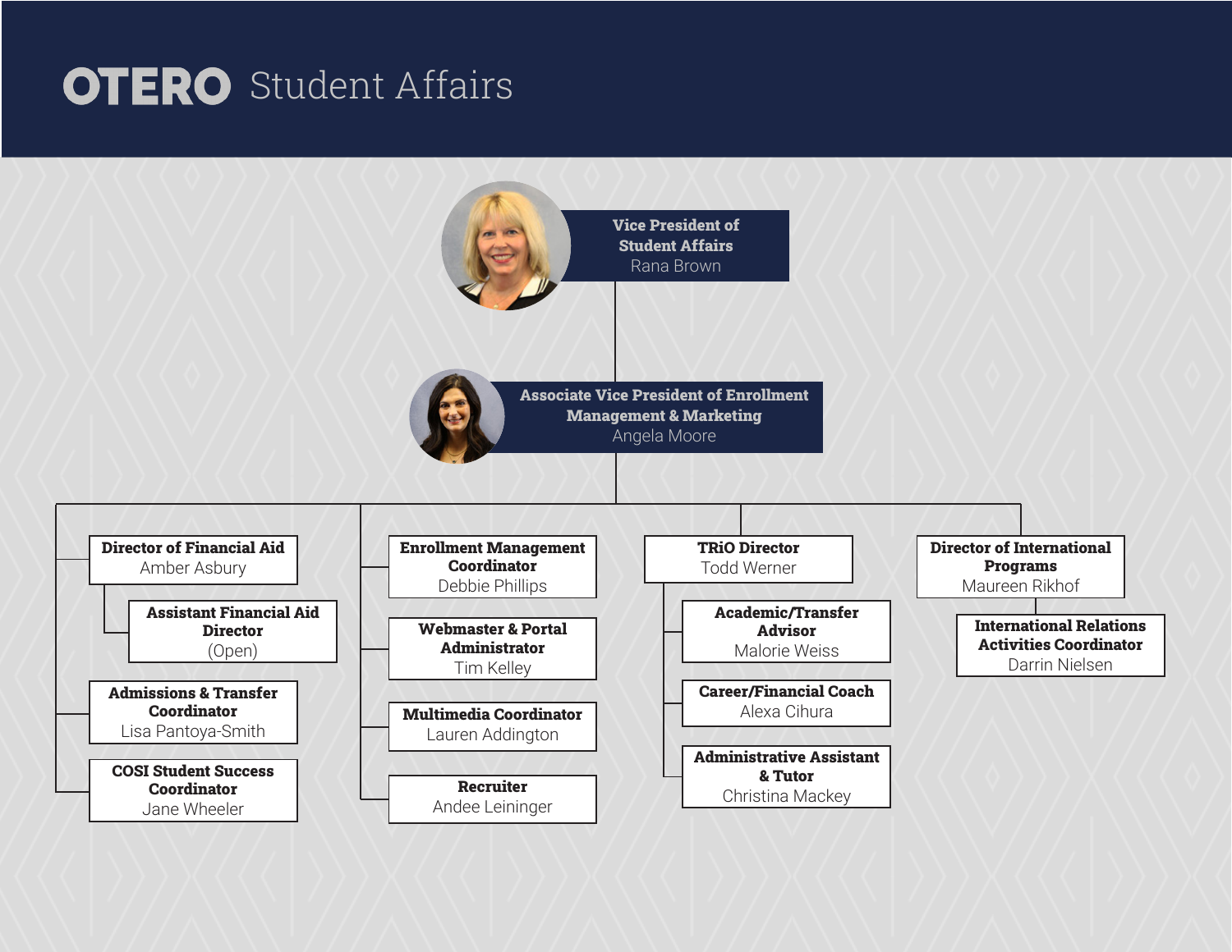# OTERO Student Affairs

**Vice President of Student Affairs**
Rana Brown

**Associate Vice President of Enrollment Management & Marketing**
Angela Moore

- **Director of Financial Aid**
  Amber Asbury
  - **Assistant Financial Aid Director**
    (Open)
- **Admissions & Transfer Coordinator**
  Lisa Pantoya-Smith
- **COSI Student Success Coordinator**
  Jane Wheeler
- **Enrollment Management Coordinator**
  Debbie Phillips
- **Webmaster & Portal Administrator**
  Tim Kelley
- **Multimedia Coordinator**
  Lauren Addington
- **Recruiter**
  Andee Leininger
- **TRiO Director**
  Todd Werner
  - **Academic/Transfer Advisor**
    Malorie Weiss
  - **Career/Financial Coach**
    Alexa Cihura
  - **Administrative Assistant & Tutor**
    Christina Mackey
- **Director of International Programs**
  Maureen Rikhof
  - **International Relations Activities Coordinator**
    Darrin Nielsen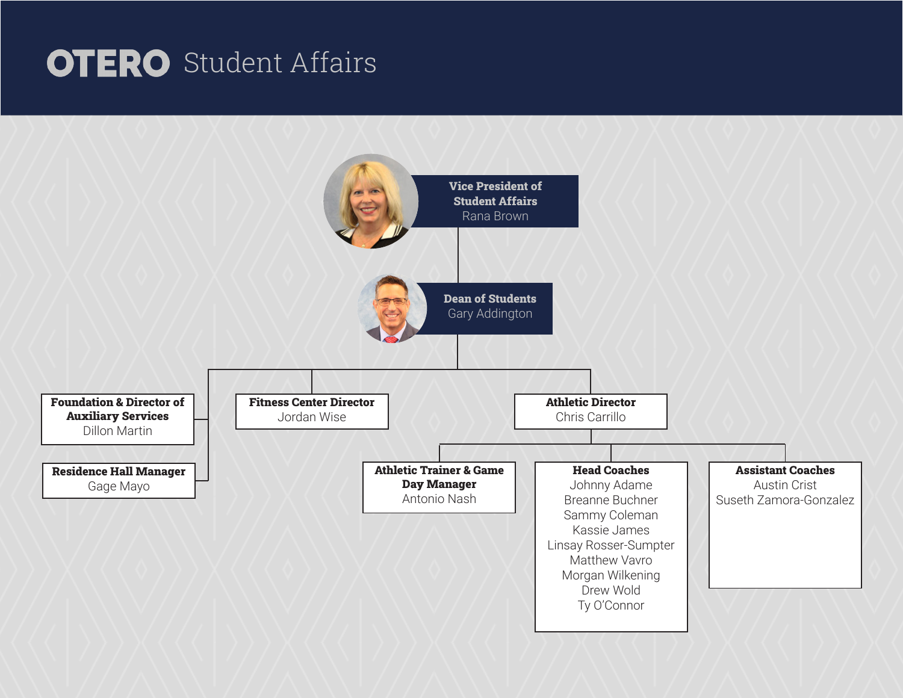# OTERO Student Affairs

**Vice President of Student Affairs**
Rana Brown

**Dean of Students**
Gary Addington

**Foundation & Director of Auxiliary Services**
Dillon Martin

**Residence Hall Manager**
Gage Mayo

**Fitness Center Director**
Jordan Wise

**Athletic Director**
Chris Carrillo

**Athletic Trainer & Game Day Manager**
Antonio Nash

**Head Coaches**
Johnny Adame
Breanne Buchner
Sammy Coleman
Kassie James
Linsay Rosser-Sumpter
Matthew Vavro
Morgan Wilkening
Drew Wold
Ty O'Connor

**Assistant Coaches**
Austin Crist
Suseth Zamora-Gonzalez